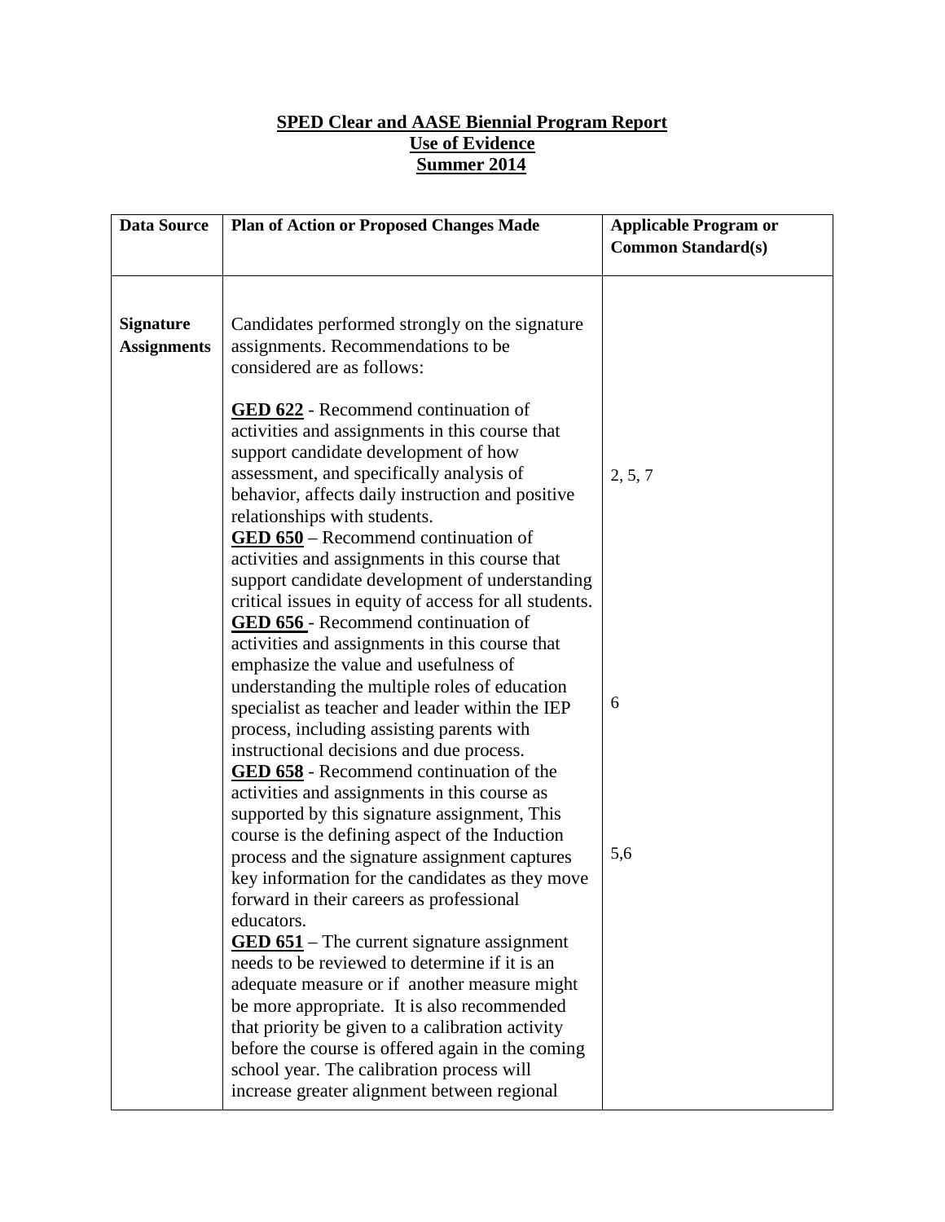**SPED Clear and AASE Biennial Program Report**
**Use of Evidence**
**Summer 2014**

| Data Source | Plan of Action or Proposed Changes Made | Applicable Program or Common Standard(s) |
|---|---|---|
| **Signature Assignments** | Candidates performed strongly on the signature assignments. Recommendations to be considered are as follows: | |
| | **GED 622** - Recommend continuation of activities and assignments in this course that support candidate development of how assessment, and specifically analysis of behavior, affects daily instruction and positive relationships with students. | 2, 5, 7 |
| | **GED 650** – Recommend continuation of activities and assignments in this course that support candidate development of understanding critical issues in equity of access for all students. | |
| | **GED 656** - Recommend continuation of activities and assignments in this course that emphasize the value and usefulness of understanding the multiple roles of education specialist as teacher and leader within the IEP process, including assisting parents with instructional decisions and due process. | 6 |
| | **GED 658** - Recommend continuation of the activities and assignments in this course as supported by this signature assignment, This course is the defining aspect of the Induction process and the signature assignment captures key information for the candidates as they move forward in their careers as professional educators. | 5,6 |
| | **GED 651** – The current signature assignment needs to be reviewed to determine if it is an adequate measure or if another measure might be more appropriate. It is also recommended that priority be given to a calibration activity before the course is offered again in the coming school year. The calibration process will increase greater alignment between regional | |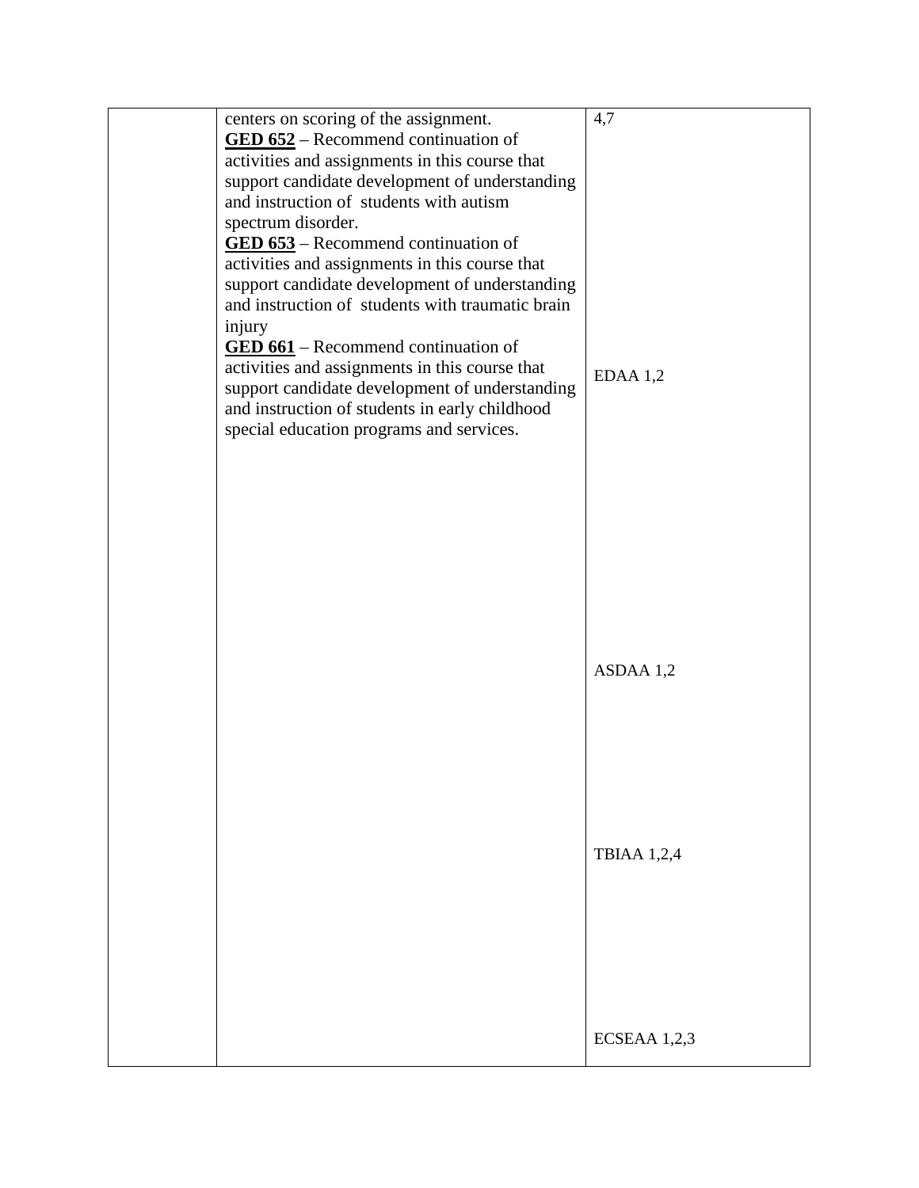| | | |
|---|---|---|
| | centers on scoring of the assignment.<br>**GED 652** – Recommend continuation of activities and assignments in this course that support candidate development of understanding and instruction of students with autism spectrum disorder.<br>**GED 653** – Recommend continuation of activities and assignments in this course that support candidate development of understanding and instruction of students with traumatic brain injury<br>**GED 661** – Recommend continuation of activities and assignments in this course that support candidate development of understanding and instruction of students in early childhood special education programs and services. | 4,7<br><br>EDAA 1,2<br><br>ASDAA 1,2<br><br>TBIAA 1,2,4<br><br>ECSEAA 1,2,3 |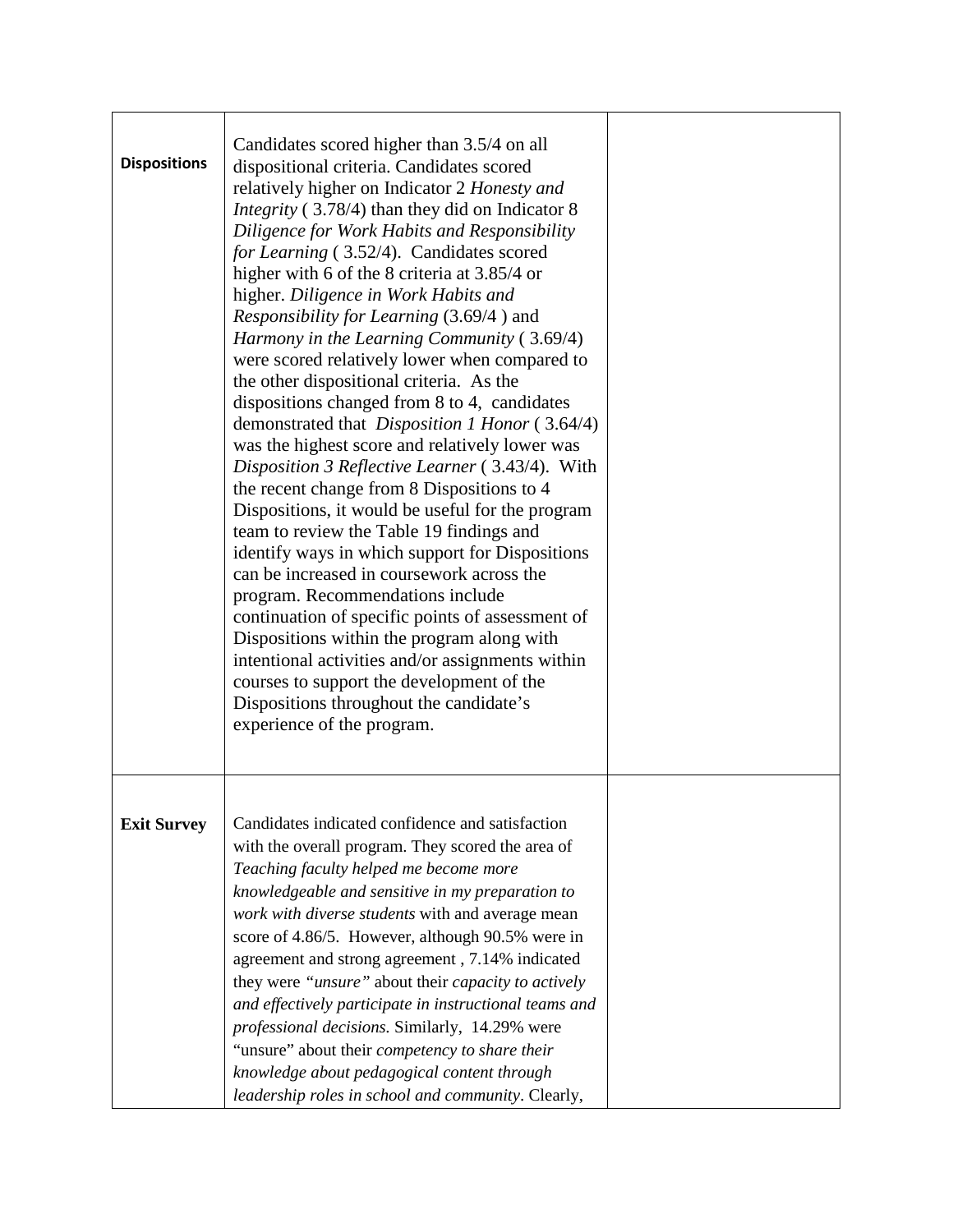| **Dispositions** | Candidates scored higher than 3.5/4 on all dispositional criteria. Candidates scored relatively higher on Indicator 2 *Honesty and Integrity* ( 3.78/4) than they did on Indicator 8 *Diligence for Work Habits and Responsibility for Learning* ( 3.52/4). Candidates scored higher with 6 of the 8 criteria at 3.85/4 or higher. *Diligence in Work Habits and Responsibility for Learning* (3.69/4 ) and *Harmony in the Learning Community* ( 3.69/4) were scored relatively lower when compared to the other dispositional criteria. As the dispositions changed from 8 to 4, candidates demonstrated that *Disposition 1 Honor* ( 3.64/4) was the highest score and relatively lower was *Disposition 3 Reflective Learner* ( 3.43/4). With the recent change from 8 Dispositions to 4 Dispositions, it would be useful for the program team to review the Table 19 findings and identify ways in which support for Dispositions can be increased in coursework across the program. Recommendations include continuation of specific points of assessment of Dispositions within the program along with intentional activities and/or assignments within courses to support the development of the Dispositions throughout the candidate's experience of the program. | |
|---|---|---|
| **Exit Survey** | Candidates indicated confidence and satisfaction with the overall program. They scored the area of *Teaching faculty helped me become more knowledgeable and sensitive in my preparation to work with diverse students* with and average mean score of 4.86/5. However, although 90.5% were in agreement and strong agreement , 7.14% indicated they were *"unsure"* about their *capacity to actively and effectively participate in instructional teams and professional decisions*. Similarly, 14.29% were "unsure" about their *competency to share their knowledge about pedagogical content through leadership roles in school and community*. Clearly, | |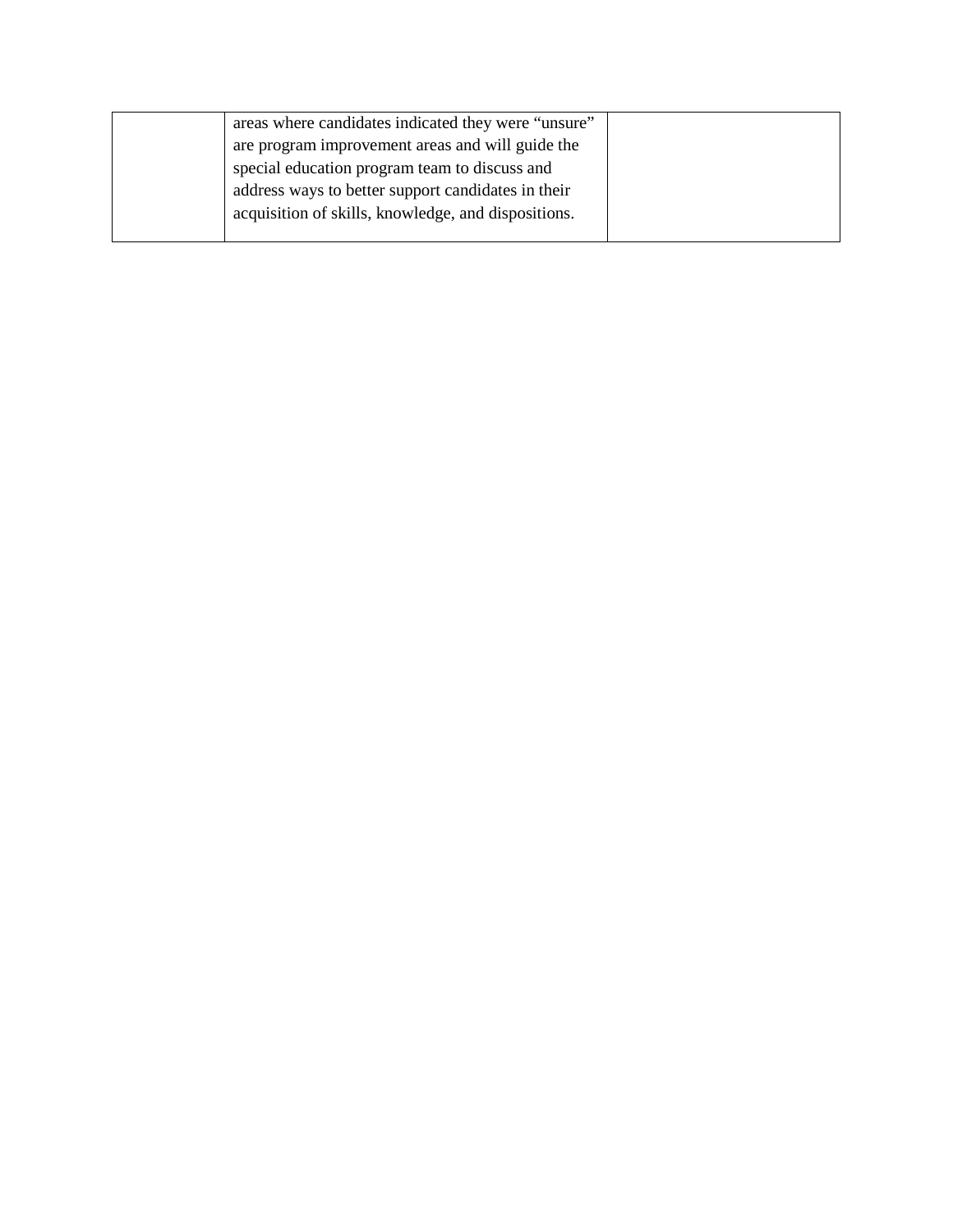| | | |
|---|---|---|
| | areas where candidates indicated they were "unsure" are program improvement areas and will guide the special education program team to discuss and address ways to better support candidates in their acquisition of skills, knowledge, and dispositions. | |